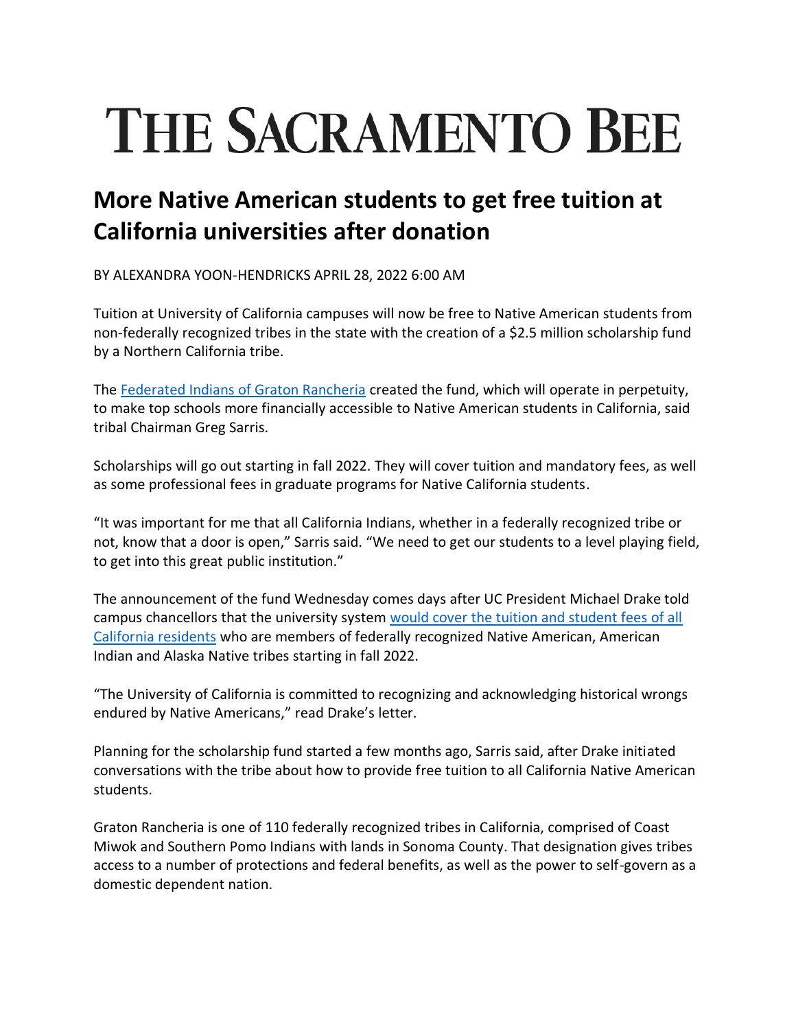# THE SACRAMENTO BEE

## More Native American students to get free tuition at California universities after donation

BY ALEXANDRA YOON-HENDRICKS APRIL 28, 2022 6:00 AM

Tuition at University of California campuses will now be free to Native American students from non-federally recognized tribes in the state with the creation of a $2.5 million scholarship fund by a Northern California tribe.

The Federated Indians of Graton Rancheria created the fund, which will operate in perpetuity, to make top schools more financially accessible to Native American students in California, said tribal Chairman Greg Sarris.

Scholarships will go out starting in fall 2022. They will cover tuition and mandatory fees, as well as some professional fees in graduate programs for Native California students.

"It was important for me that all California Indians, whether in a federally recognized tribe or not, know that a door is open," Sarris said. "We need to get our students to a level playing field, to get into this great public institution."

The announcement of the fund Wednesday comes days after UC President Michael Drake told campus chancellors that the university system would cover the tuition and student fees of all California residents who are members of federally recognized Native American, American Indian and Alaska Native tribes starting in fall 2022.

"The University of California is committed to recognizing and acknowledging historical wrongs endured by Native Americans," read Drake's letter.

Planning for the scholarship fund started a few months ago, Sarris said, after Drake initiated conversations with the tribe about how to provide free tuition to all California Native American students.

Graton Rancheria is one of 110 federally recognized tribes in California, comprised of Coast Miwok and Southern Pomo Indians with lands in Sonoma County. That designation gives tribes access to a number of protections and federal benefits, as well as the power to self-govern as a domestic dependent nation.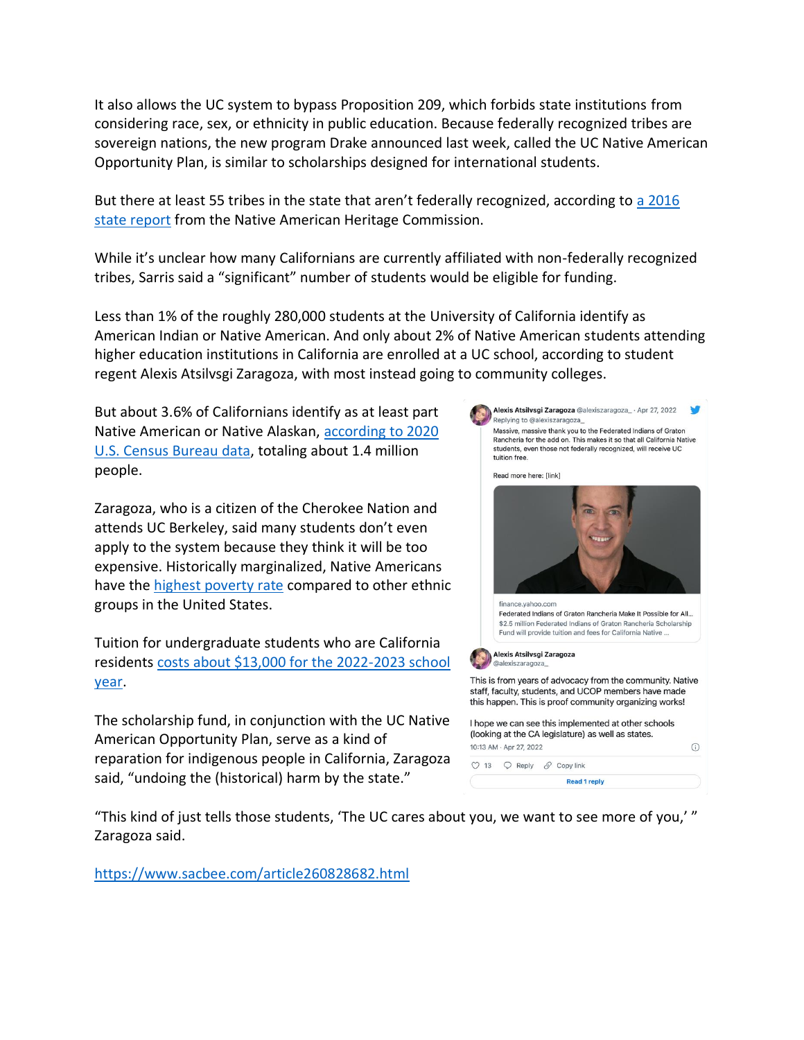It also allows the UC system to bypass Proposition 209, which forbids state institutions from considering race, sex, or ethnicity in public education. Because federally recognized tribes are sovereign nations, the new program Drake announced last week, called the UC Native American Opportunity Plan, is similar to scholarships designed for international students.

But there at least 55 tribes in the state that aren't federally recognized, according to a 2016 state report from the Native American Heritage Commission.

While it's unclear how many Californians are currently affiliated with non-federally recognized tribes, Sarris said a "significant" number of students would be eligible for funding.

Less than 1% of the roughly 280,000 students at the University of California identify as American Indian or Native American. And only about 2% of Native American students attending higher education institutions in California are enrolled at a UC school, according to student regent Alexis Atsilvsgi Zaragoza, with most instead going to community colleges.

But about 3.6% of Californians identify as at least part Native American or Native Alaskan, according to 2020 U.S. Census Bureau data, totaling about 1.4 million people.

Zaragoza, who is a citizen of the Cherokee Nation and attends UC Berkeley, said many students don't even apply to the system because they think it will be too expensive. Historically marginalized, Native Americans have the highest poverty rate compared to other ethnic groups in the United States.

Tuition for undergraduate students who are California residents costs about $13,000 for the 2022-2023 school year.

The scholarship fund, in conjunction with the UC Native American Opportunity Plan, serve as a kind of reparation for indigenous people in California, Zaragoza said, "undoing the (historical) harm by the state."

> **Alexis Atsilvsgi Zaragoza** @alexiszaragoza_ · Apr 27, 2022
> Replying to @alexiszaragoza_
> Massive, massive thank you to the Federated Indians of Graton Rancheria for the add on. This makes it so that all California Native students, even those not federally recognized, will receive UC tuition free.
>
> Read more here: [link]
>
> finance.yahoo.com
> Federated Indians of Graton Rancheria Make It Possible for All...
> $2.5 million Federated Indians of Graton Rancheria Scholarship Fund will provide tuition and fees for California Native ...
>
> **Alexis Atsilvsgi Zaragoza**
> @alexiszaragoza_
>
> This is from years of advocacy from the community. Native staff, faculty, students, and UCOP members have made this happen. This is proof community organizing works!
>
> I hope we can see this implemented at other schools (looking at the CA legislature) as well as states.
>
> 10:13 AM · Apr 27, 2022
>
> 13 Reply Copy link
>
> Read 1 reply

"This kind of just tells those students, 'The UC cares about you, we want to see more of you,' " Zaragoza said.

https://www.sacbee.com/article260828682.html